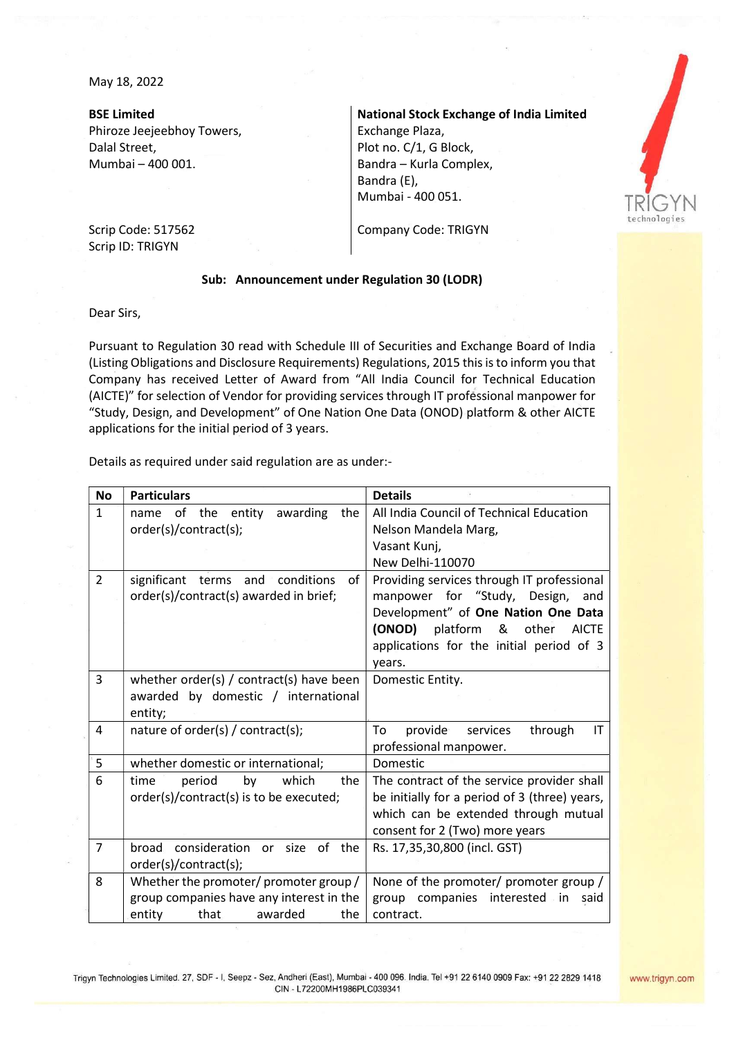May 18, 2022

**BSE Limited**
Phiroze Jeejeebhoy Towers,
Dalal Street,
Mumbai – 400 001.

Scrip Code: 517562
Scrip ID: TRIGYN

**National Stock Exchange of India Limited**
Exchange Plaza,
Plot no. C/1, G Block,
Bandra – Kurla Complex,
Bandra (E),
Mumbai - 400 051.

Company Code: TRIGYN

**Sub: Announcement under Regulation 30 (LODR)**

Dear Sirs,

Pursuant to Regulation 30 read with Schedule III of Securities and Exchange Board of India (Listing Obligations and Disclosure Requirements) Regulations, 2015 this is to inform you that Company has received Letter of Award from "All India Council for Technical Education (AICTE)" for selection of Vendor for providing services through IT professional manpower for "Study, Design, and Development" of One Nation One Data (ONOD) platform & other AICTE applications for the initial period of 3 years.

Details as required under said regulation are as under:-

| No | Particulars | Details |
|---|---|---|
| 1 | name of the entity awarding the order(s)/contract(s); | All India Council of Technical Education Nelson Mandela Marg, Vasant Kunj, New Delhi-110070 |
| 2 | significant terms and conditions of order(s)/contract(s) awarded in brief; | Providing services through IT professional manpower for "Study, Design, and Development" of **One Nation One Data (ONOD)** platform & other AICTE applications for the initial period of 3 years. |
| 3 | whether order(s) / contract(s) have been awarded by domestic / international entity; | Domestic Entity. |
| 4 | nature of order(s) / contract(s); | To provide services through IT professional manpower. |
| 5 | whether domestic or international; | Domestic |
| 6 | time period by which the order(s)/contract(s) is to be executed; | The contract of the service provider shall be initially for a period of 3 (three) years, which can be extended through mutual consent for 2 (Two) more years |
| 7 | broad consideration or size of the order(s)/contract(s); | Rs. 17,35,30,800 (incl. GST) |
| 8 | Whether the promoter/ promoter group / group companies have any interest in the entity that awarded the | None of the promoter/ promoter group / group companies interested in said contract. |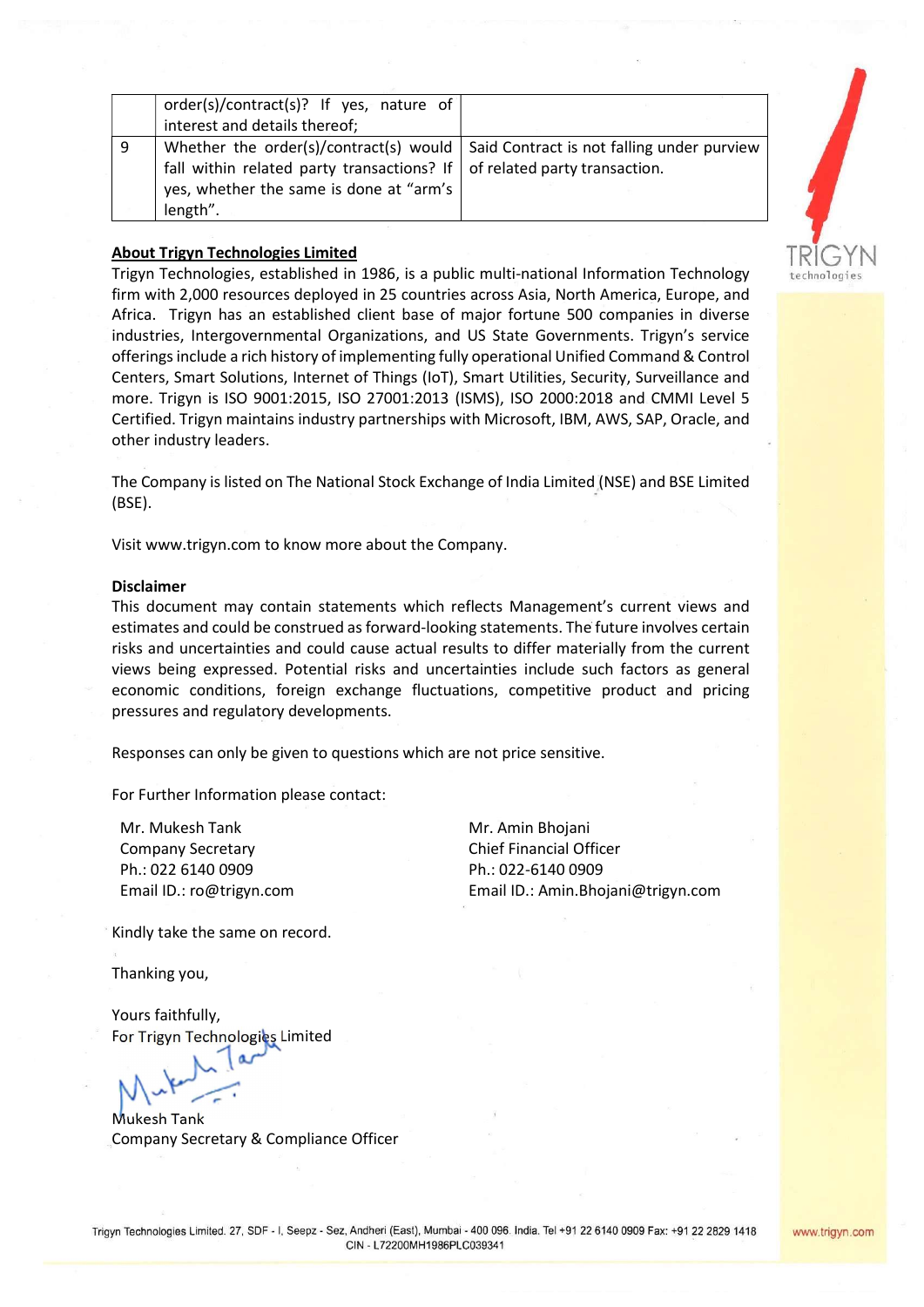| | | |
|---|---|---|
| | order(s)/contract(s)? If yes, nature of interest and details thereof; | |
| 9 | Whether the order(s)/contract(s) would fall within related party transactions? If yes, whether the same is done at "arm's length". | Said Contract is not falling under purview of related party transaction. |

**About Trigyn Technologies Limited**

Trigyn Technologies, established in 1986, is a public multi-national Information Technology firm with 2,000 resources deployed in 25 countries across Asia, North America, Europe, and Africa. Trigyn has an established client base of major fortune 500 companies in diverse industries, Intergovernmental Organizations, and US State Governments. Trigyn's service offerings include a rich history of implementing fully operational Unified Command & Control Centers, Smart Solutions, Internet of Things (IoT), Smart Utilities, Security, Surveillance and more. Trigyn is ISO 9001:2015, ISO 27001:2013 (ISMS), ISO 2000:2018 and CMMI Level 5 Certified. Trigyn maintains industry partnerships with Microsoft, IBM, AWS, SAP, Oracle, and other industry leaders.

The Company is listed on The National Stock Exchange of India Limited (NSE) and BSE Limited (BSE).

Visit www.trigyn.com to know more about the Company.

**Disclaimer**

This document may contain statements which reflects Management's current views and estimates and could be construed as forward-looking statements. The future involves certain risks and uncertainties and could cause actual results to differ materially from the current views being expressed. Potential risks and uncertainties include such factors as general economic conditions, foreign exchange fluctuations, competitive product and pricing pressures and regulatory developments.

Responses can only be given to questions which are not price sensitive.

For Further Information please contact:

Mr. Mukesh Tank
Company Secretary
Ph.: 022 6140 0909
Email ID.: ro@trigyn.com

Mr. Amin Bhojani
Chief Financial Officer
Ph.: 022-6140 0909
Email ID.: Amin.Bhojani@trigyn.com

Kindly take the same on record.

Thanking you,

Yours faithfully,
For Trigyn Technologies Limited

Mukesh Tank
Company Secretary & Compliance Officer

Trigyn Technologies Limited. 27, SDF - I, Seepz - Sez, Andheri (East), Mumbai - 400 096. India. Tel +91 22 6140 0909 Fax: +91 22 2829 1418
CIN - L72200MH1986PLC039341